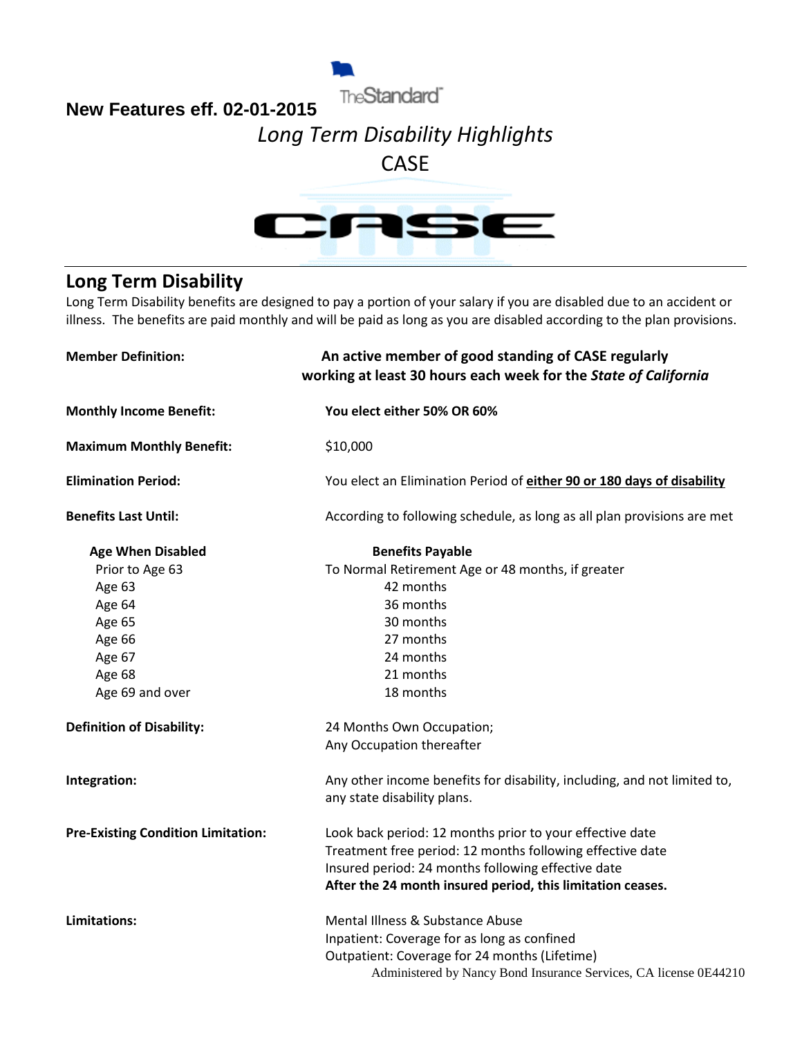**New Features eff. 02-01-2015**

# *Long Term Disability Highlights*

# CASE

## Long Term Disability

Long Term Disability benefits are designed to pay a portion of your salary if you are disabled due to an accident or illness. The benefits are paid monthly and will be paid as long as you are disabled according to the plan provisions.

**Member Definition:** **An active member of good standing of CASE regularly working at least 30 hours each week for the *State of California***

**Monthly Income Benefit:** **You elect either 50% OR 60%**

**Maximum Monthly Benefit:** $10,000

**Elimination Period:** You elect an Elimination Period of **either 90 or 180 days of disability**

**Benefits Last Until:** According to following schedule, as long as all plan provisions are met

| Age When Disabled | Benefits Payable |
|---|---|
| Prior to Age 63 | To Normal Retirement Age or 48 months, if greater |
| Age 63 | 42 months |
| Age 64 | 36 months |
| Age 65 | 30 months |
| Age 66 | 27 months |
| Age 67 | 24 months |
| Age 68 | 21 months |
| Age 69 and over | 18 months |

**Definition of Disability:** 24 Months Own Occupation; Any Occupation thereafter

**Integration:** Any other income benefits for disability, including, and not limited to, any state disability plans.

**Pre-Existing Condition Limitation:**
Look back period: 12 months prior to your effective date
Treatment free period: 12 months following effective date
Insured period: 24 months following effective date
**After the 24 month insured period, this limitation ceases.**

**Limitations:**
Mental Illness & Substance Abuse
Inpatient: Coverage for as long as confined
Outpatient: Coverage for 24 months (Lifetime)

Administered by Nancy Bond Insurance Services, CA license 0E44210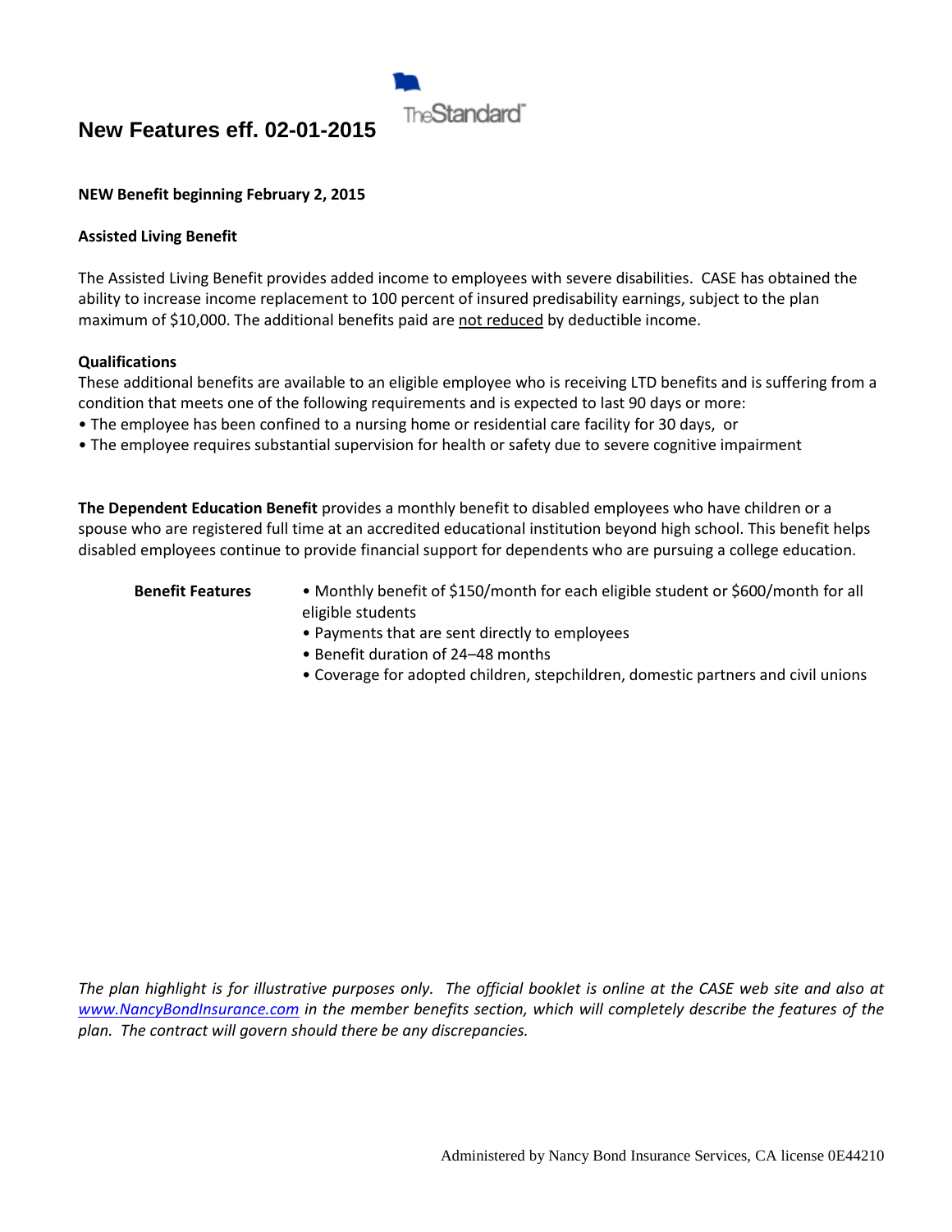# New Features eff. 02-01-2015

The Standard

**NEW Benefit beginning February 2, 2015**

**Assisted Living Benefit**

The Assisted Living Benefit provides added income to employees with severe disabilities. CASE has obtained the ability to increase income replacement to 100 percent of insured predisability earnings, subject to the plan maximum of $10,000. The additional benefits paid are not reduced by deductible income.

**Qualifications**

These additional benefits are available to an eligible employee who is receiving LTD benefits and is suffering from a condition that meets one of the following requirements and is expected to last 90 days or more:

- The employee has been confined to a nursing home or residential care facility for 30 days, or
- The employee requires substantial supervision for health or safety due to severe cognitive impairment

**The Dependent Education Benefit** provides a monthly benefit to disabled employees who have children or a spouse who are registered full time at an accredited educational institution beyond high school. This benefit helps disabled employees continue to provide financial support for dependents who are pursuing a college education.

**Benefit Features**

- Monthly benefit of $150/month for each eligible student or $600/month for all eligible students
- Payments that are sent directly to employees
- Benefit duration of 24–48 months
- Coverage for adopted children, stepchildren, domestic partners and civil unions

*The plan highlight is for illustrative purposes only. The official booklet is online at the CASE web site and also at www.NancyBondInsurance.com in the member benefits section, which will completely describe the features of the plan. The contract will govern should there be any discrepancies.*

Administered by Nancy Bond Insurance Services, CA license 0E44210